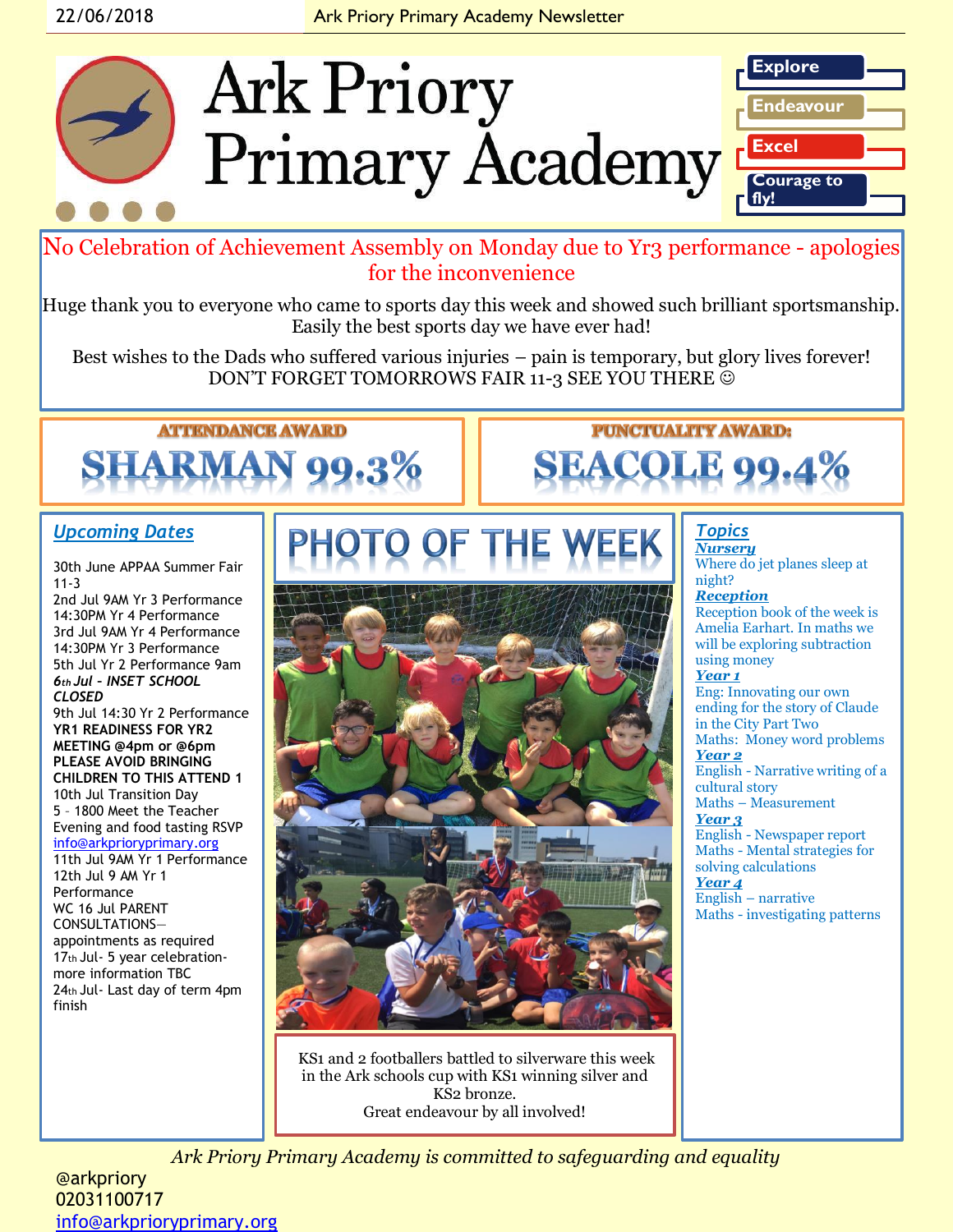# Ark Priory Primary Academy

Explore

Endeavour

Excel

Courage to fly!

No Celebration of Achievement Assembly on Monday due to Yr3 performance - apologies for the inconvenience

Huge thank you to everyone who came to sports day this week and showed such brilliant sportsmanship. Easily the best sports day we have ever had!

Best wishes to the Dads who suffered various injuries – pain is temporary, but glory lives forever!
DON'T FORGET TOMORROWS FAIR 11-3 SEE YOU THERE ☺

**ATTENDANCE AWARD**

**SHARMAN 99.3%**

**PUNCTUALITY AWARD:**

**SEACOLE 99.4%**

## *Upcoming Dates*

30th June APPAA Summer Fair 11-3
2nd Jul 9AM Yr 3 Performance
14:30PM Yr 4 Performance
3rd Jul 9AM Yr 4 Performance
14:30PM Yr 3 Performance
5th Jul Yr 2 Performance 9am
***6th Jul - INSET SCHOOL CLOSED***
9th Jul 14:30 Yr 2 Performance
**YR1 READINESS FOR YR2 MEETING @4pm or @6pm PLEASE AVOID BRINGING CHILDREN TO THIS ATTEND 1**
10th Jul Transition Day
5 - 1800 Meet the Teacher Evening and food tasting RSVP info@arkprioryprimary.org
11th Jul 9AM Yr 1 Performance
12th Jul 9 AM Yr 1 Performance
WC 16 Jul PARENT CONSULTATIONS— appointments as required
17th Jul- 5 year celebration- more information TBC
24th Jul- Last day of term 4pm finish

## PHOTO OF THE WEEK

KS1 and 2 footballers battled to silverware this week in the Ark schools cup with KS1 winning silver and KS2 bronze.
Great endeavour by all involved!

## *Topics*

***Nursery***
Where do jet planes sleep at night?

***Reception***
Reception book of the week is Amelia Earhart. In maths we will be exploring subtraction using money

***Year 1***
Eng: Innovating our own ending for the story of Claude in the City Part Two
Maths: Money word problems

***Year 2***
English - Narrative writing of a cultural story
Maths – Measurement

***Year 3***
English - Newspaper report
Maths - Mental strategies for solving calculations

***Year 4***
English – narrative
Maths - investigating patterns

*Ark Priory Primary Academy is committed to safeguarding and equality*

@arkpriory
02031100717
info@arkprioryprimary.org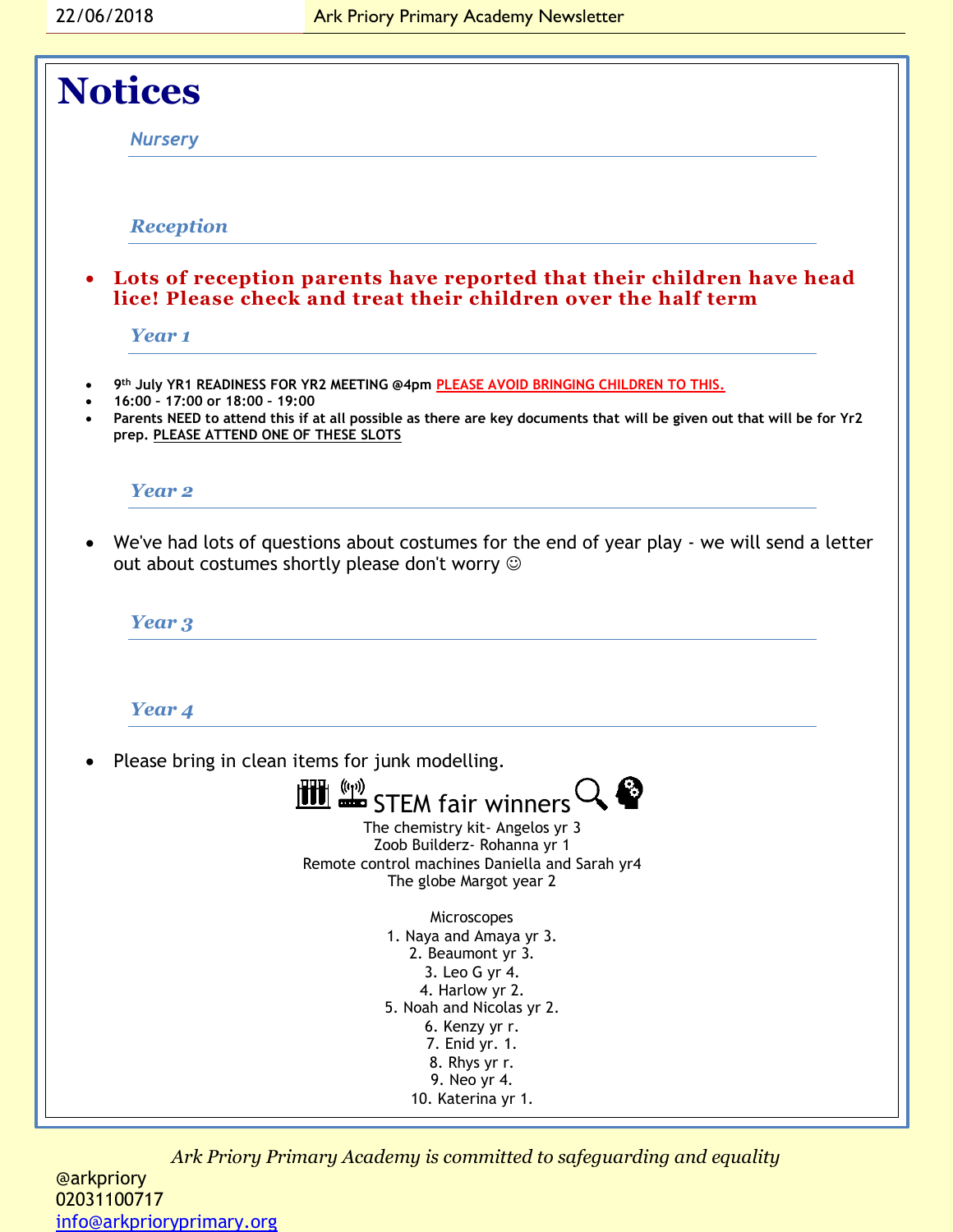# Notices

### *Nursery*

### *Reception*

- **Lots of reception parents have reported that their children have head lice! Please check and treat their children over the half term**

### *Year 1*

- **9th July YR1 READINESS FOR YR2 MEETING @4pm <u>PLEASE AVOID BRINGING CHILDREN TO THIS.</u>**
- **16:00 – 17:00 or 18:00 – 19:00**
- **Parents NEED to attend this if at all possible as there are key documents that will be given out that will be for Yr2 prep. <u>PLEASE ATTEND ONE OF THESE SLOTS</u>**

### *Year 2*

- We've had lots of questions about costumes for the end of year play - we will send a letter out about costumes shortly please don't worry ☺

### *Year 3*

### *Year 4*

- Please bring in clean items for junk modelling.

## STEM fair winners

The chemistry kit- Angelos yr 3
Zoob Builderz- Rohanna yr 1
Remote control machines Daniella and Sarah yr4
The globe Margot year 2

Microscopes

1. Naya and Amaya yr 3.
2. Beaumont yr 3.
3. Leo G yr 4.
4. Harlow yr 2.
5. Noah and Nicolas yr 2.
6. Kenzy yr r.
7. Enid yr. 1.
8. Rhys yr r.
9. Neo yr 4.
10. Katerina yr 1.

*Ark Priory Primary Academy is committed to safeguarding and equality*

@arkpriory
02031100717
info@arkprioryprimary.org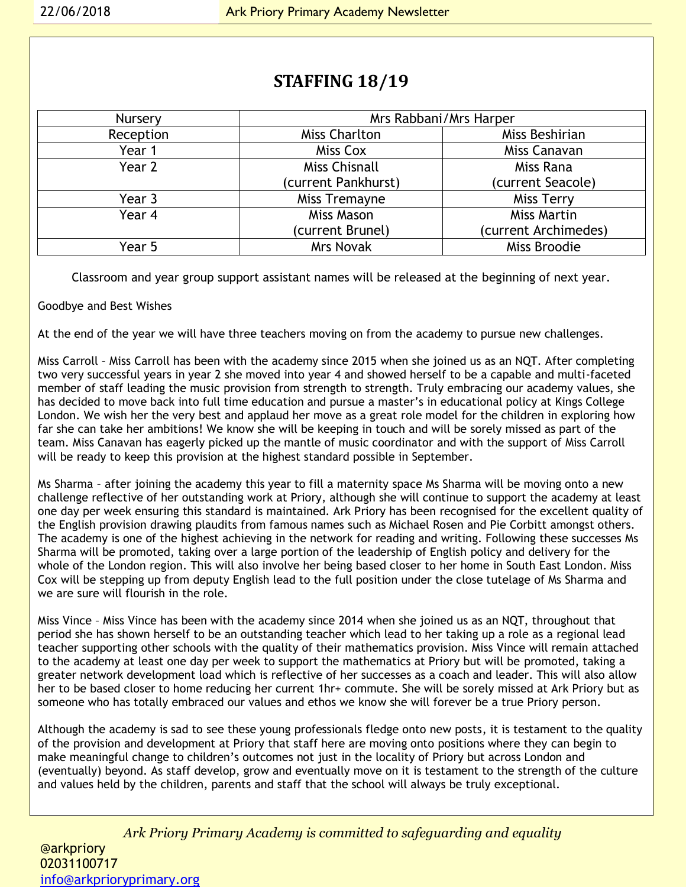# STAFFING 18/19

| | | |
|---|---|---|
| Nursery | Mrs Rabbani/Mrs Harper | |
| Reception | Miss Charlton | Miss Beshirian |
| Year 1 | Miss Cox | Miss Canavan |
| Year 2 | Miss Chisnall (current Pankhurst) | Miss Rana (current Seacole) |
| Year 3 | Miss Tremayne | Miss Terry |
| Year 4 | Miss Mason (current Brunel) | Miss Martin (current Archimedes) |
| Year 5 | Mrs Novak | Miss Broodie |

Classroom and year group support assistant names will be released at the beginning of next year.

Goodbye and Best Wishes

At the end of the year we will have three teachers moving on from the academy to pursue new challenges.

Miss Carroll – Miss Carroll has been with the academy since 2015 when she joined us as an NQT. After completing two very successful years in year 2 she moved into year 4 and showed herself to be a capable and multi-faceted member of staff leading the music provision from strength to strength. Truly embracing our academy values, she has decided to move back into full time education and pursue a master's in educational policy at Kings College London. We wish her the very best and applaud her move as a great role model for the children in exploring how far she can take her ambitions! We know she will be keeping in touch and will be sorely missed as part of the team. Miss Canavan has eagerly picked up the mantle of music coordinator and with the support of Miss Carroll will be ready to keep this provision at the highest standard possible in September.

Ms Sharma – after joining the academy this year to fill a maternity space Ms Sharma will be moving onto a new challenge reflective of her outstanding work at Priory, although she will continue to support the academy at least one day per week ensuring this standard is maintained. Ark Priory has been recognised for the excellent quality of the English provision drawing plaudits from famous names such as Michael Rosen and Pie Corbitt amongst others. The academy is one of the highest achieving in the network for reading and writing. Following these successes Ms Sharma will be promoted, taking over a large portion of the leadership of English policy and delivery for the whole of the London region. This will also involve her being based closer to her home in South East London. Miss Cox will be stepping up from deputy English lead to the full position under the close tutelage of Ms Sharma and we are sure will flourish in the role.

Miss Vince – Miss Vince has been with the academy since 2014 when she joined us as an NQT, throughout that period she has shown herself to be an outstanding teacher which lead to her taking up a role as a regional lead teacher supporting other schools with the quality of their mathematics provision. Miss Vince will remain attached to the academy at least one day per week to support the mathematics at Priory but will be promoted, taking a greater network development load which is reflective of her successes as a coach and leader. This will also allow her to be based closer to home reducing her current 1hr+ commute. She will be sorely missed at Ark Priory but as someone who has totally embraced our values and ethos we know she will forever be a true Priory person.

Although the academy is sad to see these young professionals fledge onto new posts, it is testament to the quality of the provision and development at Priory that staff here are moving onto positions where they can begin to make meaningful change to children's outcomes not just in the locality of Priory but across London and (eventually) beyond. As staff develop, grow and eventually move on it is testament to the strength of the culture and values held by the children, parents and staff that the school will always be truly exceptional.

*Ark Priory Primary Academy is committed to safeguarding and equality*

@arkpriory
02031100717
info@arkprioryprimary.org